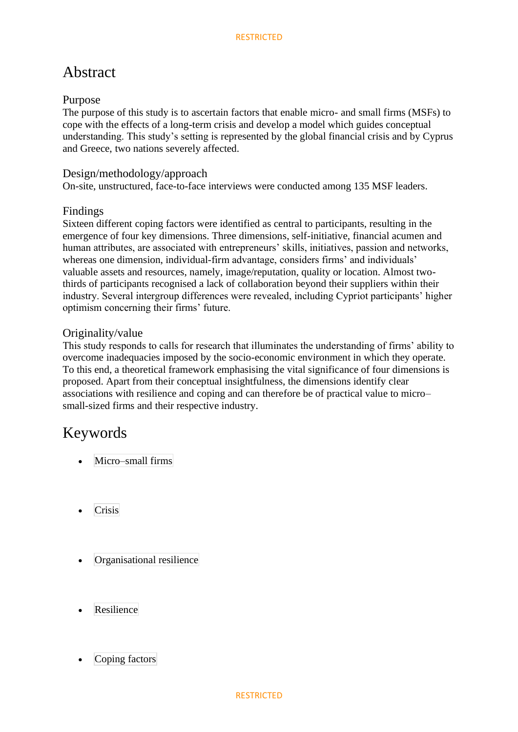# Abstract

## Purpose

The purpose of this study is to ascertain factors that enable micro- and small firms (MSFs) to cope with the effects of a long-term crisis and develop a model which guides conceptual understanding. This study's setting is represented by the global financial crisis and by Cyprus and Greece, two nations severely affected.

## Design/methodology/approach

On-site, unstructured, face-to-face interviews were conducted among 135 MSF leaders.

## Findings

Sixteen different coping factors were identified as central to participants, resulting in the emergence of four key dimensions. Three dimensions, self-initiative, financial acumen and human attributes, are associated with entrepreneurs' skills, initiatives, passion and networks, whereas one dimension, individual-firm advantage, considers firms' and individuals' valuable assets and resources, namely, image/reputation, quality or location. Almost two-thirds of participants recognised a lack of collaboration beyond their suppliers within their industry. Several intergroup differences were revealed, including Cypriot participants' higher optimism concerning their firms' future.

## Originality/value

This study responds to calls for research that illuminates the understanding of firms' ability to overcome inadequacies imposed by the socio-economic environment in which they operate. To this end, a theoretical framework emphasising the vital significance of four dimensions is proposed. Apart from their conceptual insightfulness, the dimensions identify clear associations with resilience and coping and can therefore be of practical value to micro–small-sized firms and their respective industry.

# Keywords

- Micro–small firms
- Crisis
- Organisational resilience
- Resilience
- Coping factors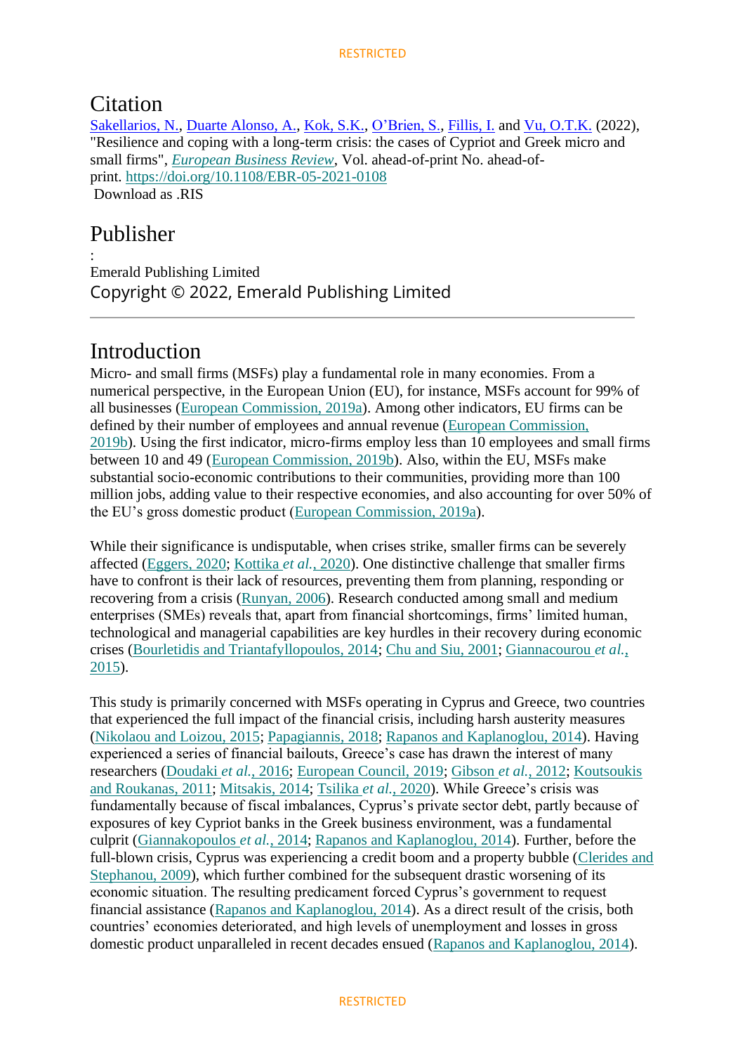# Citation

Sakellarios, N., Duarte Alonso, A., Kok, S.K., O'Brien, S., Fillis, I. and Vu, O.T.K. (2022), "Resilience and coping with a long-term crisis: the cases of Cypriot and Greek micro and small firms", *European Business Review*, Vol. ahead-of-print No. ahead-of-print. https://doi.org/10.1108/EBR-05-2021-0108

Download as .RIS

# Publisher

:

Emerald Publishing Limited

Copyright © 2022, Emerald Publishing Limited

---

# Introduction

Micro- and small firms (MSFs) play a fundamental role in many economies. From a numerical perspective, in the European Union (EU), for instance, MSFs account for 99% of all businesses (European Commission, 2019a). Among other indicators, EU firms can be defined by their number of employees and annual revenue (European Commission, 2019b). Using the first indicator, micro-firms employ less than 10 employees and small firms between 10 and 49 (European Commission, 2019b). Also, within the EU, MSFs make substantial socio-economic contributions to their communities, providing more than 100 million jobs, adding value to their respective economies, and also accounting for over 50% of the EU's gross domestic product (European Commission, 2019a).

While their significance is undisputable, when crises strike, smaller firms can be severely affected (Eggers, 2020; Kottika *et al.*, 2020). One distinctive challenge that smaller firms have to confront is their lack of resources, preventing them from planning, responding or recovering from a crisis (Runyan, 2006). Research conducted among small and medium enterprises (SMEs) reveals that, apart from financial shortcomings, firms' limited human, technological and managerial capabilities are key hurdles in their recovery during economic crises (Bourletidis and Triantafyllopoulos, 2014; Chu and Siu, 2001; Giannacourou *et al.*, 2015).

This study is primarily concerned with MSFs operating in Cyprus and Greece, two countries that experienced the full impact of the financial crisis, including harsh austerity measures (Nikolaou and Loizou, 2015; Papagiannis, 2018; Rapanos and Kaplanoglou, 2014). Having experienced a series of financial bailouts, Greece's case has drawn the interest of many researchers (Doudaki *et al.*, 2016; European Council, 2019; Gibson *et al.*, 2012; Koutsoukis and Roukanas, 2011; Mitsakis, 2014; Tsilika *et al.*, 2020). While Greece's crisis was fundamentally because of fiscal imbalances, Cyprus's private sector debt, partly because of exposures of key Cypriot banks in the Greek business environment, was a fundamental culprit (Giannakopoulos *et al.*, 2014; Rapanos and Kaplanoglou, 2014). Further, before the full-blown crisis, Cyprus was experiencing a credit boom and a property bubble (Clerides and Stephanou, 2009), which further combined for the subsequent drastic worsening of its economic situation. The resulting predicament forced Cyprus's government to request financial assistance (Rapanos and Kaplanoglou, 2014). As a direct result of the crisis, both countries' economies deteriorated, and high levels of unemployment and losses in gross domestic product unparalleled in recent decades ensued (Rapanos and Kaplanoglou, 2014).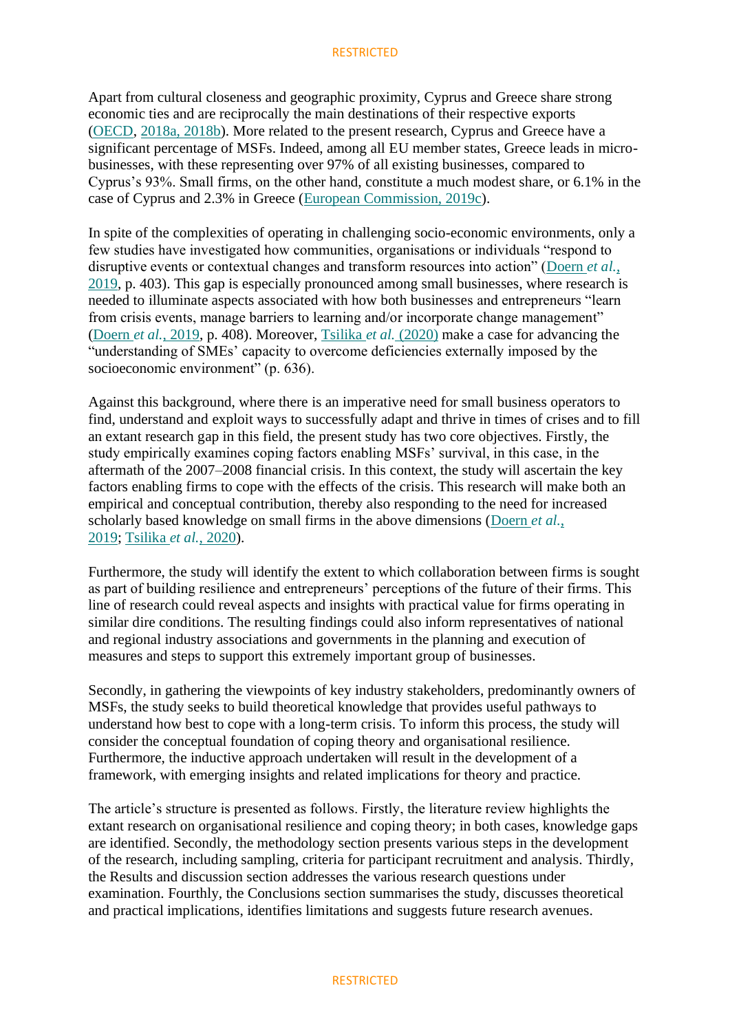Apart from cultural closeness and geographic proximity, Cyprus and Greece share strong economic ties and are reciprocally the main destinations of their respective exports (OECD, 2018a, 2018b). More related to the present research, Cyprus and Greece have a significant percentage of MSFs. Indeed, among all EU member states, Greece leads in micro-businesses, with these representing over 97% of all existing businesses, compared to Cyprus's 93%. Small firms, on the other hand, constitute a much modest share, or 6.1% in the case of Cyprus and 2.3% in Greece (European Commission, 2019c).

In spite of the complexities of operating in challenging socio-economic environments, only a few studies have investigated how communities, organisations or individuals "respond to disruptive events or contextual changes and transform resources into action" (Doern *et al.*, 2019, p. 403). This gap is especially pronounced among small businesses, where research is needed to illuminate aspects associated with how both businesses and entrepreneurs "learn from crisis events, manage barriers to learning and/or incorporate change management" (Doern *et al.*, 2019, p. 408). Moreover, Tsilika *et al.* (2020) make a case for advancing the "understanding of SMEs' capacity to overcome deficiencies externally imposed by the socioeconomic environment" (p. 636).

Against this background, where there is an imperative need for small business operators to find, understand and exploit ways to successfully adapt and thrive in times of crises and to fill an extant research gap in this field, the present study has two core objectives. Firstly, the study empirically examines coping factors enabling MSFs' survival, in this case, in the aftermath of the 2007–2008 financial crisis. In this context, the study will ascertain the key factors enabling firms to cope with the effects of the crisis. This research will make both an empirical and conceptual contribution, thereby also responding to the need for increased scholarly based knowledge on small firms in the above dimensions (Doern *et al.*, 2019; Tsilika *et al.*, 2020).

Furthermore, the study will identify the extent to which collaboration between firms is sought as part of building resilience and entrepreneurs' perceptions of the future of their firms. This line of research could reveal aspects and insights with practical value for firms operating in similar dire conditions. The resulting findings could also inform representatives of national and regional industry associations and governments in the planning and execution of measures and steps to support this extremely important group of businesses.

Secondly, in gathering the viewpoints of key industry stakeholders, predominantly owners of MSFs, the study seeks to build theoretical knowledge that provides useful pathways to understand how best to cope with a long-term crisis. To inform this process, the study will consider the conceptual foundation of coping theory and organisational resilience. Furthermore, the inductive approach undertaken will result in the development of a framework, with emerging insights and related implications for theory and practice.

The article's structure is presented as follows. Firstly, the literature review highlights the extant research on organisational resilience and coping theory; in both cases, knowledge gaps are identified. Secondly, the methodology section presents various steps in the development of the research, including sampling, criteria for participant recruitment and analysis. Thirdly, the Results and discussion section addresses the various research questions under examination. Fourthly, the Conclusions section summarises the study, discusses theoretical and practical implications, identifies limitations and suggests future research avenues.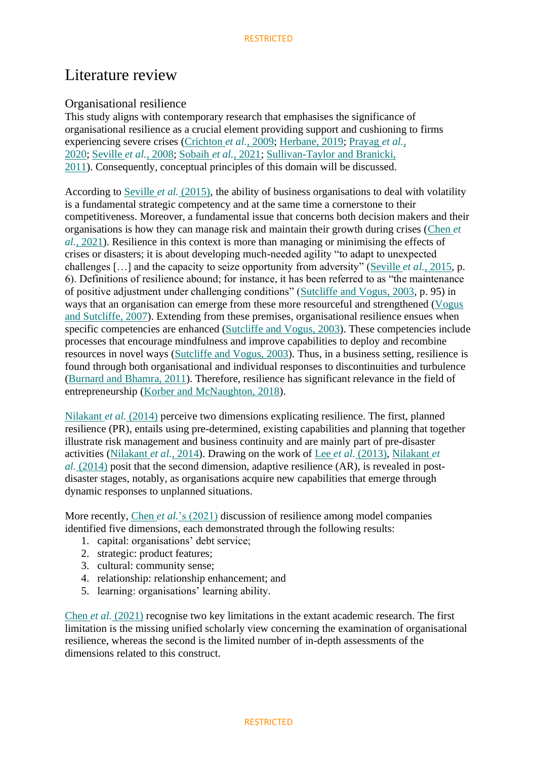# Literature review

## Organisational resilience

This study aligns with contemporary research that emphasises the significance of organisational resilience as a crucial element providing support and cushioning to firms experiencing severe crises (Crichton *et al.*, 2009; Herbane, 2019; Prayag *et al.*, 2020; Seville *et al.*, 2008; Sobaih *et al.*, 2021; Sullivan-Taylor and Branicki, 2011). Consequently, conceptual principles of this domain will be discussed.

According to Seville *et al.* (2015), the ability of business organisations to deal with volatility is a fundamental strategic competency and at the same time a cornerstone to their competitiveness. Moreover, a fundamental issue that concerns both decision makers and their organisations is how they can manage risk and maintain their growth during crises (Chen *et al.*, 2021). Resilience in this context is more than managing or minimising the effects of crises or disasters; it is about developing much-needed agility "to adapt to unexpected challenges […] and the capacity to seize opportunity from adversity" (Seville *et al.*, 2015, p. 6). Definitions of resilience abound; for instance, it has been referred to as "the maintenance of positive adjustment under challenging conditions" (Sutcliffe and Vogus, 2003, p. 95) in ways that an organisation can emerge from these more resourceful and strengthened (Vogus and Sutcliffe, 2007). Extending from these premises, organisational resilience ensues when specific competencies are enhanced (Sutcliffe and Vogus, 2003). These competencies include processes that encourage mindfulness and improve capabilities to deploy and recombine resources in novel ways (Sutcliffe and Vogus, 2003). Thus, in a business setting, resilience is found through both organisational and individual responses to discontinuities and turbulence (Burnard and Bhamra, 2011). Therefore, resilience has significant relevance in the field of entrepreneurship (Korber and McNaughton, 2018).

Nilakant *et al.* (2014) perceive two dimensions explicating resilience. The first, planned resilience (PR), entails using pre-determined, existing capabilities and planning that together illustrate risk management and business continuity and are mainly part of pre-disaster activities (Nilakant *et al.*, 2014). Drawing on the work of Lee *et al.* (2013), Nilakant *et al.* (2014) posit that the second dimension, adaptive resilience (AR), is revealed in post-disaster stages, notably, as organisations acquire new capabilities that emerge through dynamic responses to unplanned situations.

More recently, Chen *et al.*'s (2021) discussion of resilience among model companies identified five dimensions, each demonstrated through the following results:

1. capital: organisations' debt service;
2. strategic: product features;
3. cultural: community sense;
4. relationship: relationship enhancement; and
5. learning: organisations' learning ability.

Chen *et al.* (2021) recognise two key limitations in the extant academic research. The first limitation is the missing unified scholarly view concerning the examination of organisational resilience, whereas the second is the limited number of in-depth assessments of the dimensions related to this construct.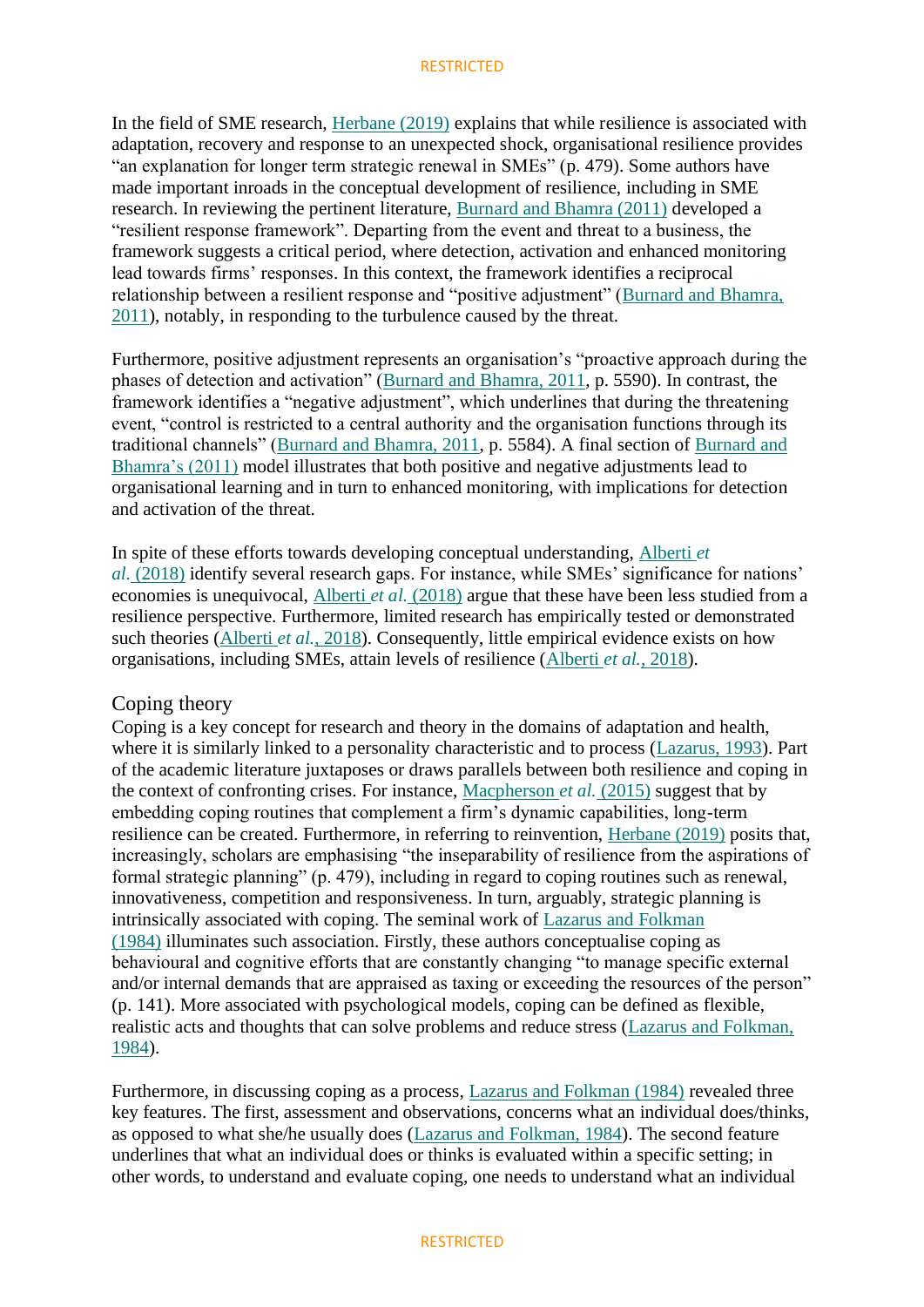In the field of SME research, Herbane (2019) explains that while resilience is associated with adaptation, recovery and response to an unexpected shock, organisational resilience provides "an explanation for longer term strategic renewal in SMEs" (p. 479). Some authors have made important inroads in the conceptual development of resilience, including in SME research. In reviewing the pertinent literature, Burnard and Bhamra (2011) developed a "resilient response framework". Departing from the event and threat to a business, the framework suggests a critical period, where detection, activation and enhanced monitoring lead towards firms' responses. In this context, the framework identifies a reciprocal relationship between a resilient response and "positive adjustment" (Burnard and Bhamra, 2011), notably, in responding to the turbulence caused by the threat.

Furthermore, positive adjustment represents an organisation's "proactive approach during the phases of detection and activation" (Burnard and Bhamra, 2011, p. 5590). In contrast, the framework identifies a "negative adjustment", which underlines that during the threatening event, "control is restricted to a central authority and the organisation functions through its traditional channels" (Burnard and Bhamra, 2011, p. 5584). A final section of Burnard and Bhamra's (2011) model illustrates that both positive and negative adjustments lead to organisational learning and in turn to enhanced monitoring, with implications for detection and activation of the threat.

In spite of these efforts towards developing conceptual understanding, Alberti *et al.* (2018) identify several research gaps. For instance, while SMEs' significance for nations' economies is unequivocal, Alberti *et al.* (2018) argue that these have been less studied from a resilience perspective. Furthermore, limited research has empirically tested or demonstrated such theories (Alberti *et al.*, 2018). Consequently, little empirical evidence exists on how organisations, including SMEs, attain levels of resilience (Alberti *et al.*, 2018).

## Coping theory

Coping is a key concept for research and theory in the domains of adaptation and health, where it is similarly linked to a personality characteristic and to process (Lazarus, 1993). Part of the academic literature juxtaposes or draws parallels between both resilience and coping in the context of confronting crises. For instance, Macpherson *et al.* (2015) suggest that by embedding coping routines that complement a firm's dynamic capabilities, long-term resilience can be created. Furthermore, in referring to reinvention, Herbane (2019) posits that, increasingly, scholars are emphasising "the inseparability of resilience from the aspirations of formal strategic planning" (p. 479), including in regard to coping routines such as renewal, innovativeness, competition and responsiveness. In turn, arguably, strategic planning is intrinsically associated with coping. The seminal work of Lazarus and Folkman (1984) illuminates such association. Firstly, these authors conceptualise coping as behavioural and cognitive efforts that are constantly changing "to manage specific external and/or internal demands that are appraised as taxing or exceeding the resources of the person" (p. 141). More associated with psychological models, coping can be defined as flexible, realistic acts and thoughts that can solve problems and reduce stress (Lazarus and Folkman, 1984).

Furthermore, in discussing coping as a process, Lazarus and Folkman (1984) revealed three key features. The first, assessment and observations, concerns what an individual does/thinks, as opposed to what she/he usually does (Lazarus and Folkman, 1984). The second feature underlines that what an individual does or thinks is evaluated within a specific setting; in other words, to understand and evaluate coping, one needs to understand what an individual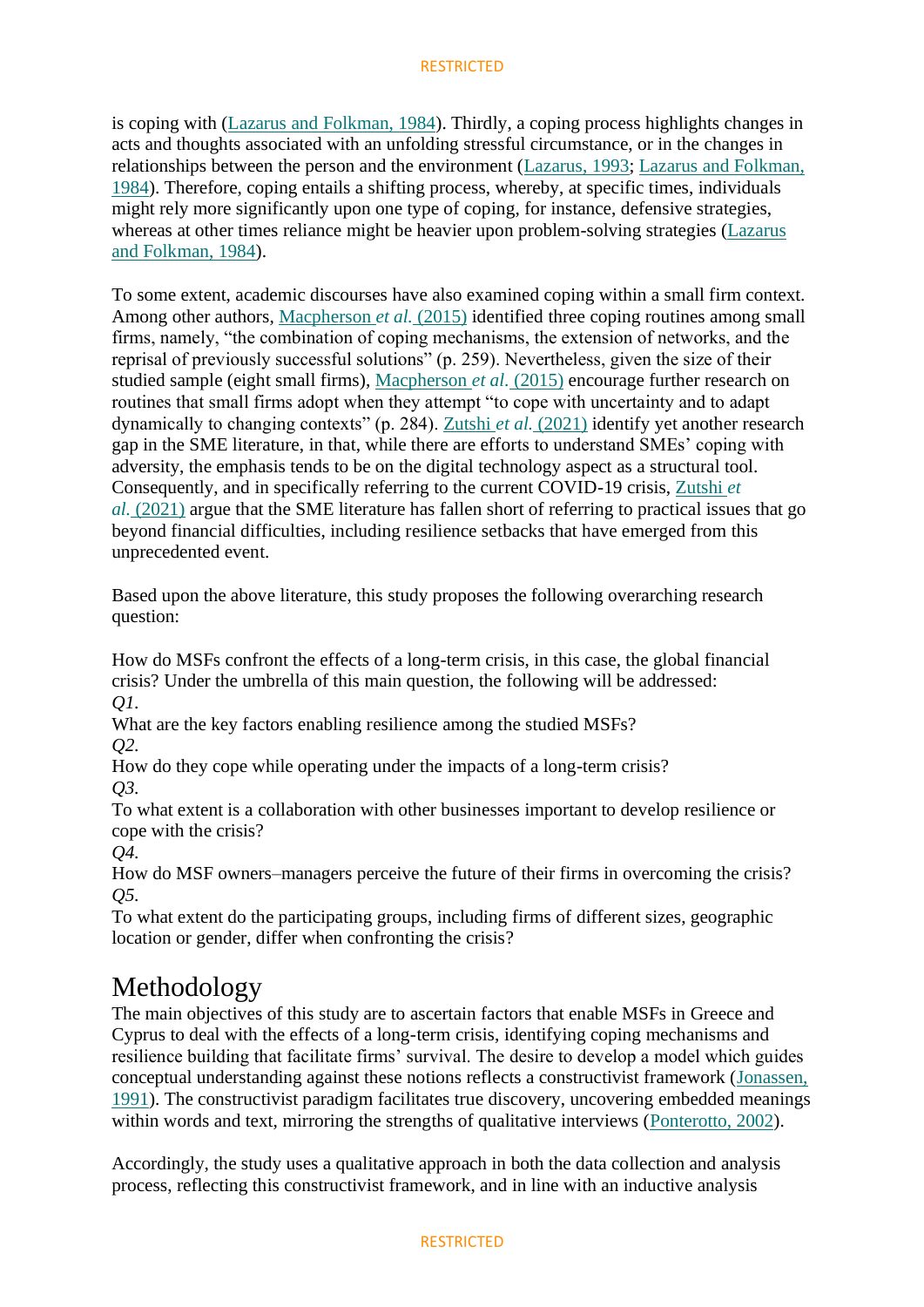is coping with (Lazarus and Folkman, 1984). Thirdly, a coping process highlights changes in acts and thoughts associated with an unfolding stressful circumstance, or in the changes in relationships between the person and the environment (Lazarus, 1993; Lazarus and Folkman, 1984). Therefore, coping entails a shifting process, whereby, at specific times, individuals might rely more significantly upon one type of coping, for instance, defensive strategies, whereas at other times reliance might be heavier upon problem-solving strategies (Lazarus and Folkman, 1984).

To some extent, academic discourses have also examined coping within a small firm context. Among other authors, Macpherson *et al.* (2015) identified three coping routines among small firms, namely, "the combination of coping mechanisms, the extension of networks, and the reprisal of previously successful solutions" (p. 259). Nevertheless, given the size of their studied sample (eight small firms), Macpherson *et al.* (2015) encourage further research on routines that small firms adopt when they attempt "to cope with uncertainty and to adapt dynamically to changing contexts" (p. 284). Zutshi *et al.* (2021) identify yet another research gap in the SME literature, in that, while there are efforts to understand SMEs' coping with adversity, the emphasis tends to be on the digital technology aspect as a structural tool. Consequently, and in specifically referring to the current COVID-19 crisis, Zutshi *et al.* (2021) argue that the SME literature has fallen short of referring to practical issues that go beyond financial difficulties, including resilience setbacks that have emerged from this unprecedented event.

Based upon the above literature, this study proposes the following overarching research question:

How do MSFs confront the effects of a long-term crisis, in this case, the global financial crisis? Under the umbrella of this main question, the following will be addressed:

*Q1.*
What are the key factors enabling resilience among the studied MSFs?

*Q2.*
How do they cope while operating under the impacts of a long-term crisis?

*Q3.*
To what extent is a collaboration with other businesses important to develop resilience or cope with the crisis?

*Q4.*
How do MSF owners–managers perceive the future of their firms in overcoming the crisis?

*Q5.*
To what extent do the participating groups, including firms of different sizes, geographic location or gender, differ when confronting the crisis?

# Methodology

The main objectives of this study are to ascertain factors that enable MSFs in Greece and Cyprus to deal with the effects of a long-term crisis, identifying coping mechanisms and resilience building that facilitate firms' survival. The desire to develop a model which guides conceptual understanding against these notions reflects a constructivist framework (Jonassen, 1991). The constructivist paradigm facilitates true discovery, uncovering embedded meanings within words and text, mirroring the strengths of qualitative interviews (Ponterotto, 2002).

Accordingly, the study uses a qualitative approach in both the data collection and analysis process, reflecting this constructivist framework, and in line with an inductive analysis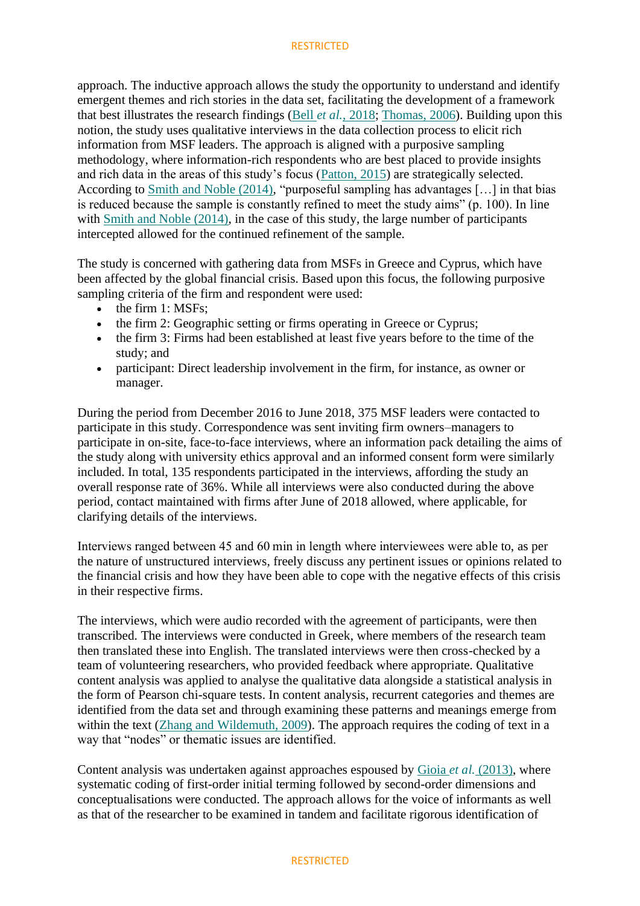approach. The inductive approach allows the study the opportunity to understand and identify emergent themes and rich stories in the data set, facilitating the development of a framework that best illustrates the research findings (Bell *et al.*, 2018; Thomas, 2006). Building upon this notion, the study uses qualitative interviews in the data collection process to elicit rich information from MSF leaders. The approach is aligned with a purposive sampling methodology, where information-rich respondents who are best placed to provide insights and rich data in the areas of this study's focus (Patton, 2015) are strategically selected. According to Smith and Noble (2014), "purposeful sampling has advantages […] in that bias is reduced because the sample is constantly refined to meet the study aims" (p. 100). In line with Smith and Noble (2014), in the case of this study, the large number of participants intercepted allowed for the continued refinement of the sample.

The study is concerned with gathering data from MSFs in Greece and Cyprus, which have been affected by the global financial crisis. Based upon this focus, the following purposive sampling criteria of the firm and respondent were used:

- the firm 1: MSFs;
- the firm 2: Geographic setting or firms operating in Greece or Cyprus;
- the firm 3: Firms had been established at least five years before to the time of the study; and
- participant: Direct leadership involvement in the firm, for instance, as owner or manager.

During the period from December 2016 to June 2018, 375 MSF leaders were contacted to participate in this study. Correspondence was sent inviting firm owners–managers to participate in on-site, face-to-face interviews, where an information pack detailing the aims of the study along with university ethics approval and an informed consent form were similarly included. In total, 135 respondents participated in the interviews, affording the study an overall response rate of 36%. While all interviews were also conducted during the above period, contact maintained with firms after June of 2018 allowed, where applicable, for clarifying details of the interviews.

Interviews ranged between 45 and 60 min in length where interviewees were able to, as per the nature of unstructured interviews, freely discuss any pertinent issues or opinions related to the financial crisis and how they have been able to cope with the negative effects of this crisis in their respective firms.

The interviews, which were audio recorded with the agreement of participants, were then transcribed. The interviews were conducted in Greek, where members of the research team then translated these into English. The translated interviews were then cross-checked by a team of volunteering researchers, who provided feedback where appropriate. Qualitative content analysis was applied to analyse the qualitative data alongside a statistical analysis in the form of Pearson chi-square tests. In content analysis, recurrent categories and themes are identified from the data set and through examining these patterns and meanings emerge from within the text (Zhang and Wildemuth, 2009). The approach requires the coding of text in a way that "nodes" or thematic issues are identified.

Content analysis was undertaken against approaches espoused by Gioia *et al.* (2013), where systematic coding of first-order initial terming followed by second-order dimensions and conceptualisations were conducted. The approach allows for the voice of informants as well as that of the researcher to be examined in tandem and facilitate rigorous identification of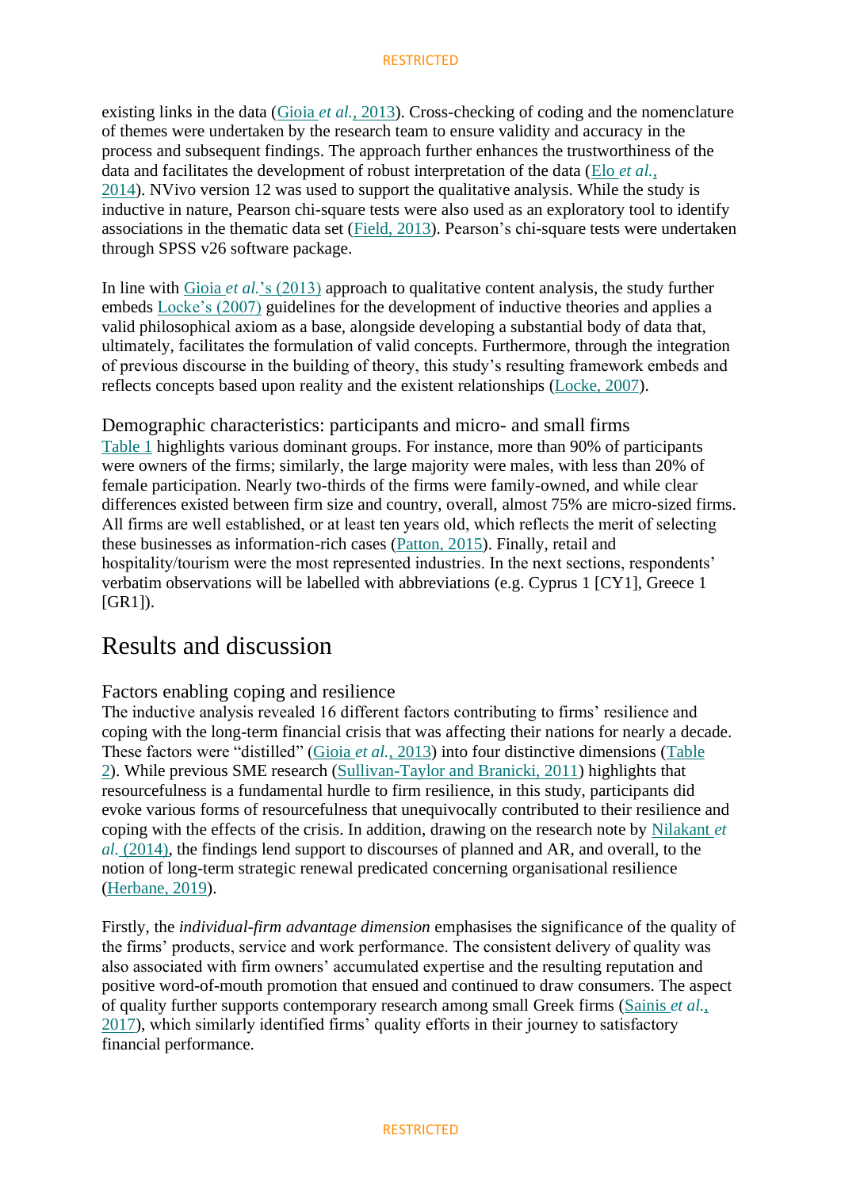existing links in the data (Gioia *et al.*, 2013). Cross-checking of coding and the nomenclature of themes were undertaken by the research team to ensure validity and accuracy in the process and subsequent findings. The approach further enhances the trustworthiness of the data and facilitates the development of robust interpretation of the data (Elo *et al.*, 2014). NVivo version 12 was used to support the qualitative analysis. While the study is inductive in nature, Pearson chi-square tests were also used as an exploratory tool to identify associations in the thematic data set (Field, 2013). Pearson's chi-square tests were undertaken through SPSS v26 software package.

In line with Gioia *et al.*'s (2013) approach to qualitative content analysis, the study further embeds Locke's (2007) guidelines for the development of inductive theories and applies a valid philosophical axiom as a base, alongside developing a substantial body of data that, ultimately, facilitates the formulation of valid concepts. Furthermore, through the integration of previous discourse in the building of theory, this study's resulting framework embeds and reflects concepts based upon reality and the existent relationships (Locke, 2007).

### Demographic characteristics: participants and micro- and small firms

Table 1 highlights various dominant groups. For instance, more than 90% of participants were owners of the firms; similarly, the large majority were males, with less than 20% of female participation. Nearly two-thirds of the firms were family-owned, and while clear differences existed between firm size and country, overall, almost 75% are micro-sized firms. All firms are well established, or at least ten years old, which reflects the merit of selecting these businesses as information-rich cases (Patton, 2015). Finally, retail and hospitality/tourism were the most represented industries. In the next sections, respondents' verbatim observations will be labelled with abbreviations (e.g. Cyprus 1 [CY1], Greece 1 [GR1]).

## Results and discussion

### Factors enabling coping and resilience

The inductive analysis revealed 16 different factors contributing to firms' resilience and coping with the long-term financial crisis that was affecting their nations for nearly a decade. These factors were "distilled" (Gioia *et al.*, 2013) into four distinctive dimensions (Table 2). While previous SME research (Sullivan-Taylor and Branicki, 2011) highlights that resourcefulness is a fundamental hurdle to firm resilience, in this study, participants did evoke various forms of resourcefulness that unequivocally contributed to their resilience and coping with the effects of the crisis. In addition, drawing on the research note by Nilakant *et al.* (2014), the findings lend support to discourses of planned and AR, and overall, to the notion of long-term strategic renewal predicated concerning organisational resilience (Herbane, 2019).

Firstly, the *individual-firm advantage dimension* emphasises the significance of the quality of the firms' products, service and work performance. The consistent delivery of quality was also associated with firm owners' accumulated expertise and the resulting reputation and positive word-of-mouth promotion that ensued and continued to draw consumers. The aspect of quality further supports contemporary research among small Greek firms (Sainis *et al.*, 2017), which similarly identified firms' quality efforts in their journey to satisfactory financial performance.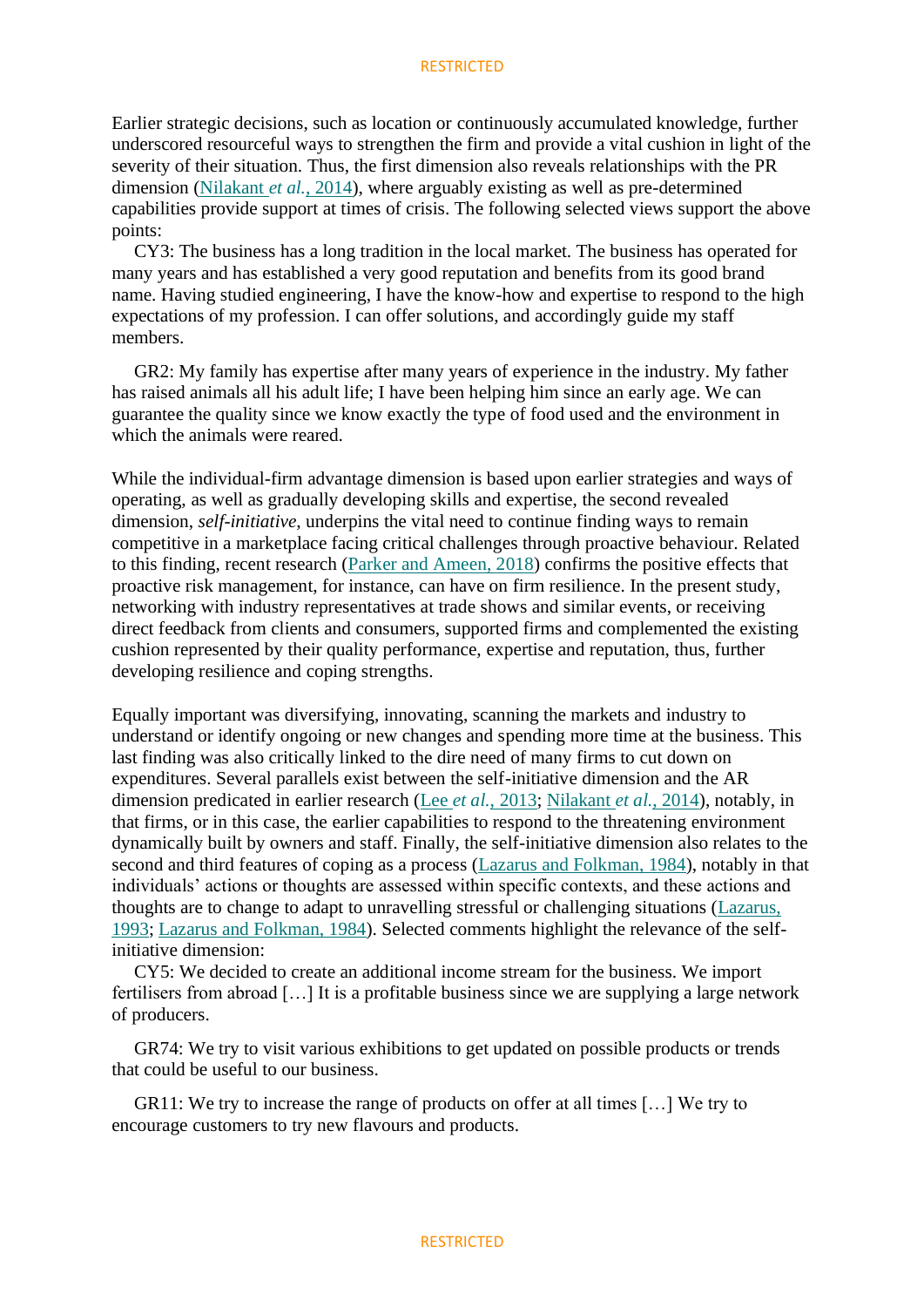Earlier strategic decisions, such as location or continuously accumulated knowledge, further underscored resourceful ways to strengthen the firm and provide a vital cushion in light of the severity of their situation. Thus, the first dimension also reveals relationships with the PR dimension (Nilakant *et al.*, 2014), where arguably existing as well as pre-determined capabilities provide support at times of crisis. The following selected views support the above points:

CY3: The business has a long tradition in the local market. The business has operated for many years and has established a very good reputation and benefits from its good brand name. Having studied engineering, I have the know-how and expertise to respond to the high expectations of my profession. I can offer solutions, and accordingly guide my staff members.

GR2: My family has expertise after many years of experience in the industry. My father has raised animals all his adult life; I have been helping him since an early age. We can guarantee the quality since we know exactly the type of food used and the environment in which the animals were reared.

While the individual-firm advantage dimension is based upon earlier strategies and ways of operating, as well as gradually developing skills and expertise, the second revealed dimension, *self-initiative*, underpins the vital need to continue finding ways to remain competitive in a marketplace facing critical challenges through proactive behaviour. Related to this finding, recent research (Parker and Ameen, 2018) confirms the positive effects that proactive risk management, for instance, can have on firm resilience. In the present study, networking with industry representatives at trade shows and similar events, or receiving direct feedback from clients and consumers, supported firms and complemented the existing cushion represented by their quality performance, expertise and reputation, thus, further developing resilience and coping strengths.

Equally important was diversifying, innovating, scanning the markets and industry to understand or identify ongoing or new changes and spending more time at the business. This last finding was also critically linked to the dire need of many firms to cut down on expenditures. Several parallels exist between the self-initiative dimension and the AR dimension predicated in earlier research (Lee *et al.*, 2013; Nilakant *et al.*, 2014), notably, in that firms, or in this case, the earlier capabilities to respond to the threatening environment dynamically built by owners and staff. Finally, the self-initiative dimension also relates to the second and third features of coping as a process (Lazarus and Folkman, 1984), notably in that individuals' actions or thoughts are assessed within specific contexts, and these actions and thoughts are to change to adapt to unravelling stressful or challenging situations (Lazarus, 1993; Lazarus and Folkman, 1984). Selected comments highlight the relevance of the self-initiative dimension:

CY5: We decided to create an additional income stream for the business. We import fertilisers from abroad […] It is a profitable business since we are supplying a large network of producers.

GR74: We try to visit various exhibitions to get updated on possible products or trends that could be useful to our business.

GR11: We try to increase the range of products on offer at all times […] We try to encourage customers to try new flavours and products.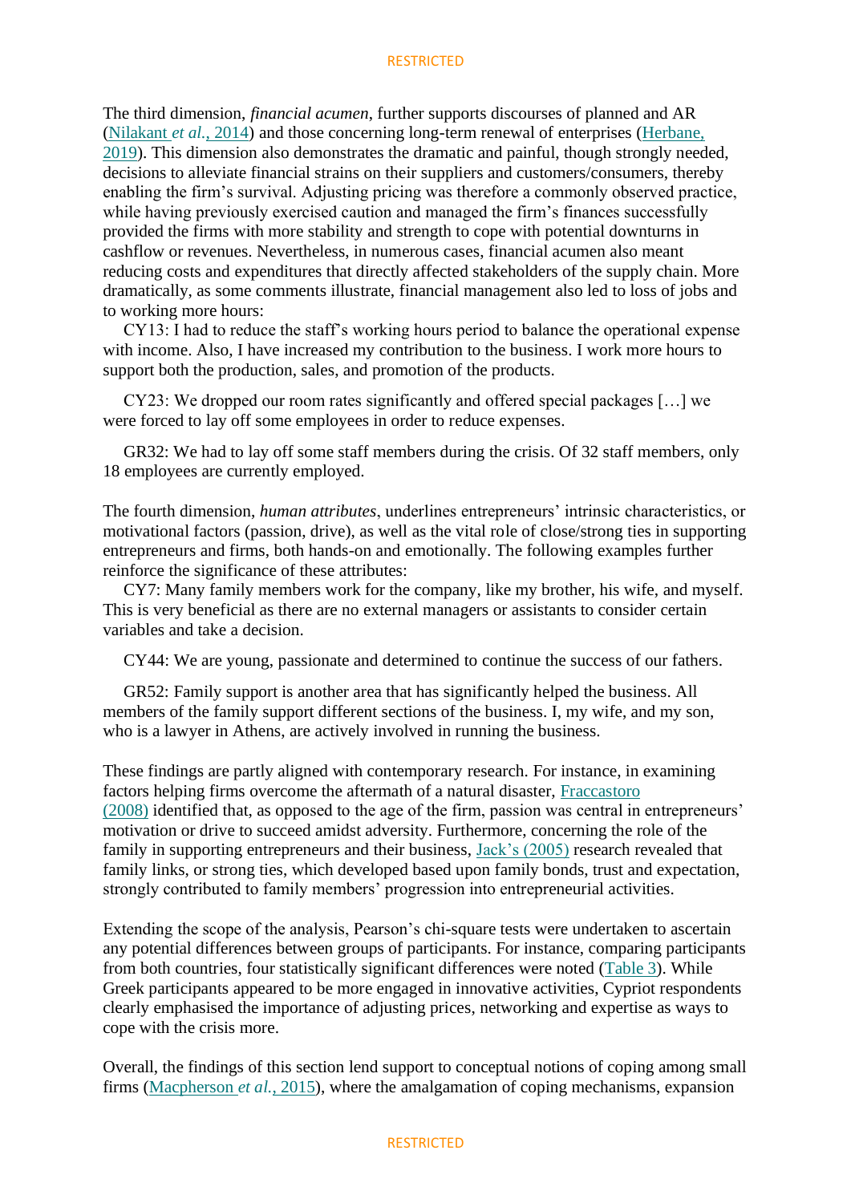The third dimension, *financial acumen*, further supports discourses of planned and AR (Nilakant *et al.*, 2014) and those concerning long-term renewal of enterprises (Herbane, 2019). This dimension also demonstrates the dramatic and painful, though strongly needed, decisions to alleviate financial strains on their suppliers and customers/consumers, thereby enabling the firm's survival. Adjusting pricing was therefore a commonly observed practice, while having previously exercised caution and managed the firm's finances successfully provided the firms with more stability and strength to cope with potential downturns in cashflow or revenues. Nevertheless, in numerous cases, financial acumen also meant reducing costs and expenditures that directly affected stakeholders of the supply chain. More dramatically, as some comments illustrate, financial management also led to loss of jobs and to working more hours:

CY13: I had to reduce the staff's working hours period to balance the operational expense with income. Also, I have increased my contribution to the business. I work more hours to support both the production, sales, and promotion of the products.

CY23: We dropped our room rates significantly and offered special packages […] we were forced to lay off some employees in order to reduce expenses.

GR32: We had to lay off some staff members during the crisis. Of 32 staff members, only 18 employees are currently employed.

The fourth dimension, *human attributes*, underlines entrepreneurs' intrinsic characteristics, or motivational factors (passion, drive), as well as the vital role of close/strong ties in supporting entrepreneurs and firms, both hands-on and emotionally. The following examples further reinforce the significance of these attributes:

CY7: Many family members work for the company, like my brother, his wife, and myself. This is very beneficial as there are no external managers or assistants to consider certain variables and take a decision.

CY44: We are young, passionate and determined to continue the success of our fathers.

GR52: Family support is another area that has significantly helped the business. All members of the family support different sections of the business. I, my wife, and my son, who is a lawyer in Athens, are actively involved in running the business.

These findings are partly aligned with contemporary research. For instance, in examining factors helping firms overcome the aftermath of a natural disaster, Fraccastoro (2008) identified that, as opposed to the age of the firm, passion was central in entrepreneurs' motivation or drive to succeed amidst adversity. Furthermore, concerning the role of the family in supporting entrepreneurs and their business, Jack's (2005) research revealed that family links, or strong ties, which developed based upon family bonds, trust and expectation, strongly contributed to family members' progression into entrepreneurial activities.

Extending the scope of the analysis, Pearson's chi-square tests were undertaken to ascertain any potential differences between groups of participants. For instance, comparing participants from both countries, four statistically significant differences were noted (Table 3). While Greek participants appeared to be more engaged in innovative activities, Cypriot respondents clearly emphasised the importance of adjusting prices, networking and expertise as ways to cope with the crisis more.

Overall, the findings of this section lend support to conceptual notions of coping among small firms (Macpherson *et al.*, 2015), where the amalgamation of coping mechanisms, expansion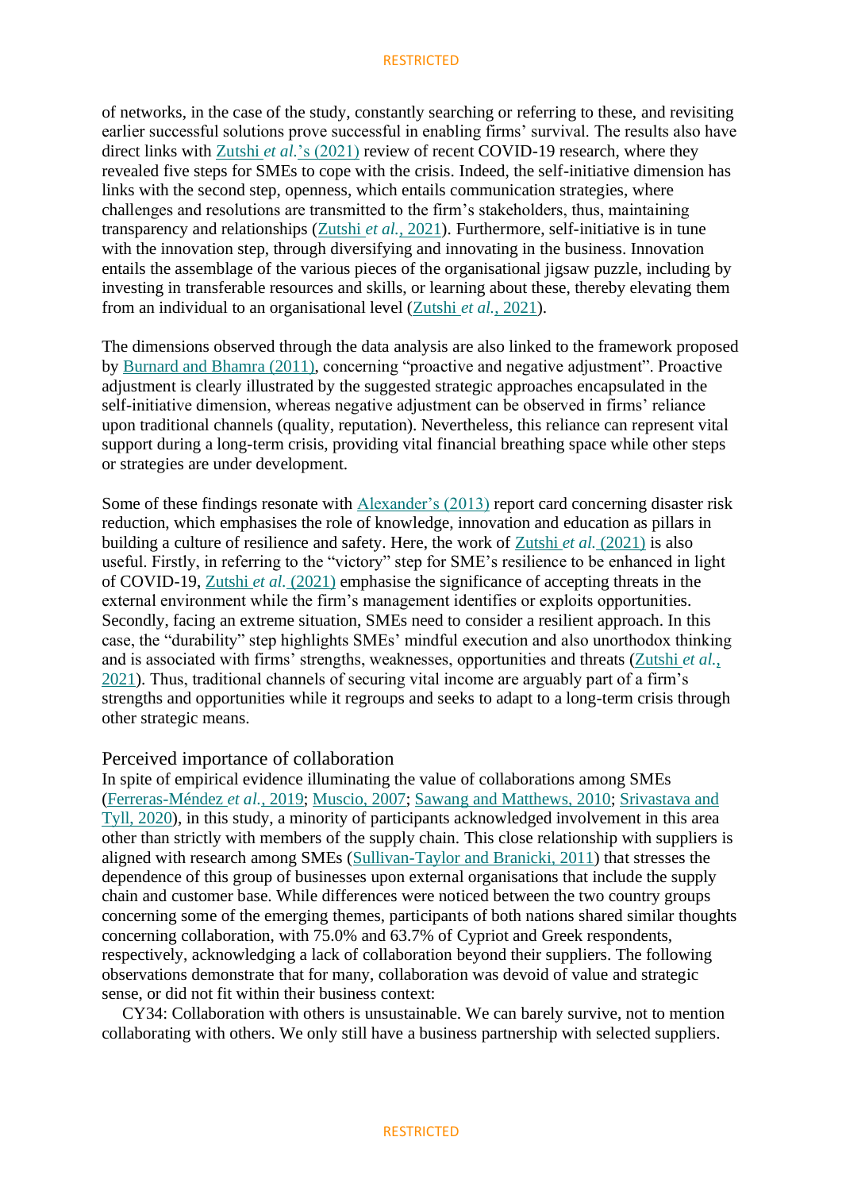of networks, in the case of the study, constantly searching or referring to these, and revisiting earlier successful solutions prove successful in enabling firms' survival. The results also have direct links with Zutshi *et al.*'s (2021) review of recent COVID-19 research, where they revealed five steps for SMEs to cope with the crisis. Indeed, the self-initiative dimension has links with the second step, openness, which entails communication strategies, where challenges and resolutions are transmitted to the firm's stakeholders, thus, maintaining transparency and relationships (Zutshi *et al.*, 2021). Furthermore, self-initiative is in tune with the innovation step, through diversifying and innovating in the business. Innovation entails the assemblage of the various pieces of the organisational jigsaw puzzle, including by investing in transferable resources and skills, or learning about these, thereby elevating them from an individual to an organisational level (Zutshi *et al.*, 2021).

The dimensions observed through the data analysis are also linked to the framework proposed by Burnard and Bhamra (2011), concerning "proactive and negative adjustment". Proactive adjustment is clearly illustrated by the suggested strategic approaches encapsulated in the self-initiative dimension, whereas negative adjustment can be observed in firms' reliance upon traditional channels (quality, reputation). Nevertheless, this reliance can represent vital support during a long-term crisis, providing vital financial breathing space while other steps or strategies are under development.

Some of these findings resonate with Alexander's (2013) report card concerning disaster risk reduction, which emphasises the role of knowledge, innovation and education as pillars in building a culture of resilience and safety. Here, the work of Zutshi *et al.* (2021) is also useful. Firstly, in referring to the "victory" step for SME's resilience to be enhanced in light of COVID-19, Zutshi *et al.* (2021) emphasise the significance of accepting threats in the external environment while the firm's management identifies or exploits opportunities. Secondly, facing an extreme situation, SMEs need to consider a resilient approach. In this case, the "durability" step highlights SMEs' mindful execution and also unorthodox thinking and is associated with firms' strengths, weaknesses, opportunities and threats (Zutshi *et al.*, 2021). Thus, traditional channels of securing vital income are arguably part of a firm's strengths and opportunities while it regroups and seeks to adapt to a long-term crisis through other strategic means.

## Perceived importance of collaboration

In spite of empirical evidence illuminating the value of collaborations among SMEs (Ferreras-Méndez *et al.*, 2019; Muscio, 2007; Sawang and Matthews, 2010; Srivastava and Tyll, 2020), in this study, a minority of participants acknowledged involvement in this area other than strictly with members of the supply chain. This close relationship with suppliers is aligned with research among SMEs (Sullivan-Taylor and Branicki, 2011) that stresses the dependence of this group of businesses upon external organisations that include the supply chain and customer base. While differences were noticed between the two country groups concerning some of the emerging themes, participants of both nations shared similar thoughts concerning collaboration, with 75.0% and 63.7% of Cypriot and Greek respondents, respectively, acknowledging a lack of collaboration beyond their suppliers. The following observations demonstrate that for many, collaboration was devoid of value and strategic sense, or did not fit within their business context:

CY34: Collaboration with others is unsustainable. We can barely survive, not to mention collaborating with others. We only still have a business partnership with selected suppliers.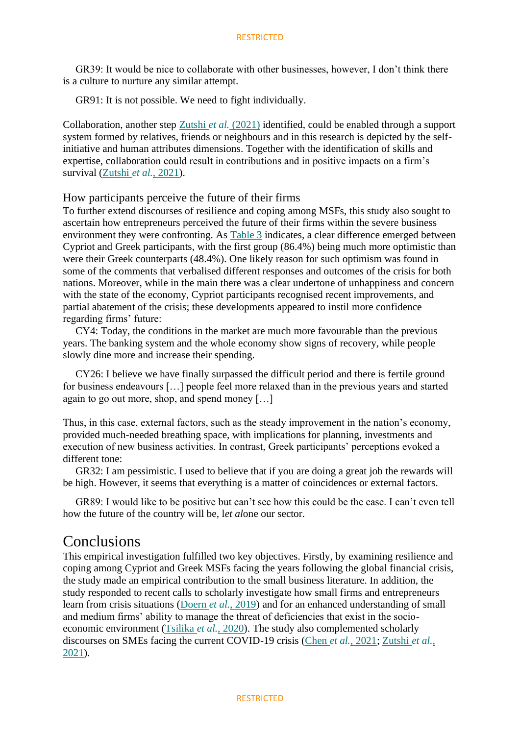GR39: It would be nice to collaborate with other businesses, however, I don't think there is a culture to nurture any similar attempt.

GR91: It is not possible. We need to fight individually.

Collaboration, another step Zutshi *et al.* (2021) identified, could be enabled through a support system formed by relatives, friends or neighbours and in this research is depicted by the self-initiative and human attributes dimensions. Together with the identification of skills and expertise, collaboration could result in contributions and in positive impacts on a firm's survival (Zutshi *et al.*, 2021).

### How participants perceive the future of their firms

To further extend discourses of resilience and coping among MSFs, this study also sought to ascertain how entrepreneurs perceived the future of their firms within the severe business environment they were confronting. As Table 3 indicates, a clear difference emerged between Cypriot and Greek participants, with the first group (86.4%) being much more optimistic than were their Greek counterparts (48.4%). One likely reason for such optimism was found in some of the comments that verbalised different responses and outcomes of the crisis for both nations. Moreover, while in the main there was a clear undertone of unhappiness and concern with the state of the economy, Cypriot participants recognised recent improvements, and partial abatement of the crisis; these developments appeared to instil more confidence regarding firms' future:

CY4: Today, the conditions in the market are much more favourable than the previous years. The banking system and the whole economy show signs of recovery, while people slowly dine more and increase their spending.

CY26: I believe we have finally surpassed the difficult period and there is fertile ground for business endeavours […] people feel more relaxed than in the previous years and started again to go out more, shop, and spend money […]

Thus, in this case, external factors, such as the steady improvement in the nation's economy, provided much-needed breathing space, with implications for planning, investments and execution of new business activities. In contrast, Greek participants' perceptions evoked a different tone:

GR32: I am pessimistic. I used to believe that if you are doing a great job the rewards will be high. However, it seems that everything is a matter of coincidences or external factors.

GR89: I would like to be positive but can't see how this could be the case. I can't even tell how the future of the country will be, l*et al*one our sector.

## Conclusions

This empirical investigation fulfilled two key objectives. Firstly, by examining resilience and coping among Cypriot and Greek MSFs facing the years following the global financial crisis, the study made an empirical contribution to the small business literature. In addition, the study responded to recent calls to scholarly investigate how small firms and entrepreneurs learn from crisis situations (Doern *et al.*, 2019) and for an enhanced understanding of small and medium firms' ability to manage the threat of deficiencies that exist in the socio-economic environment (Tsilika *et al.*, 2020). The study also complemented scholarly discourses on SMEs facing the current COVID-19 crisis (Chen *et al.*, 2021; Zutshi *et al.*, 2021).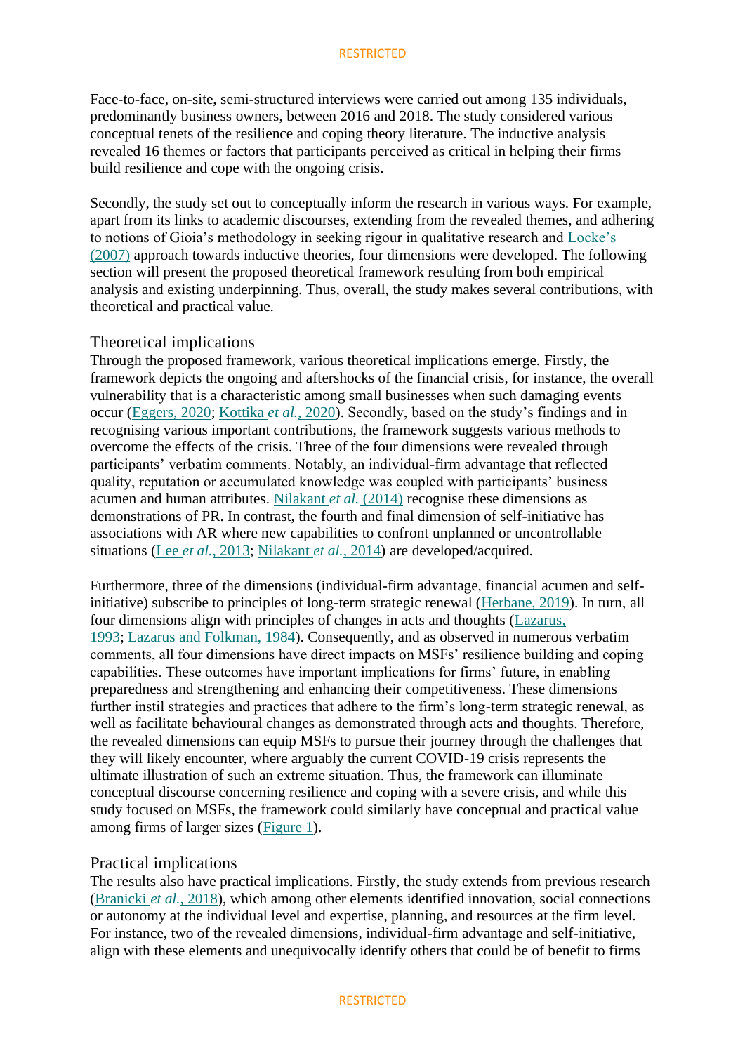Face-to-face, on-site, semi-structured interviews were carried out among 135 individuals, predominantly business owners, between 2016 and 2018. The study considered various conceptual tenets of the resilience and coping theory literature. The inductive analysis revealed 16 themes or factors that participants perceived as critical in helping their firms build resilience and cope with the ongoing crisis.

Secondly, the study set out to conceptually inform the research in various ways. For example, apart from its links to academic discourses, extending from the revealed themes, and adhering to notions of Gioia's methodology in seeking rigour in qualitative research and Locke's (2007) approach towards inductive theories, four dimensions were developed. The following section will present the proposed theoretical framework resulting from both empirical analysis and existing underpinning. Thus, overall, the study makes several contributions, with theoretical and practical value.

## Theoretical implications

Through the proposed framework, various theoretical implications emerge. Firstly, the framework depicts the ongoing and aftershocks of the financial crisis, for instance, the overall vulnerability that is a characteristic among small businesses when such damaging events occur (Eggers, 2020; Kottika *et al.*, 2020). Secondly, based on the study's findings and in recognising various important contributions, the framework suggests various methods to overcome the effects of the crisis. Three of the four dimensions were revealed through participants' verbatim comments. Notably, an individual-firm advantage that reflected quality, reputation or accumulated knowledge was coupled with participants' business acumen and human attributes. Nilakant *et al.* (2014) recognise these dimensions as demonstrations of PR. In contrast, the fourth and final dimension of self-initiative has associations with AR where new capabilities to confront unplanned or uncontrollable situations (Lee *et al.*, 2013; Nilakant *et al.*, 2014) are developed/acquired.

Furthermore, three of the dimensions (individual-firm advantage, financial acumen and self-initiative) subscribe to principles of long-term strategic renewal (Herbane, 2019). In turn, all four dimensions align with principles of changes in acts and thoughts (Lazarus, 1993; Lazarus and Folkman, 1984). Consequently, and as observed in numerous verbatim comments, all four dimensions have direct impacts on MSFs' resilience building and coping capabilities. These outcomes have important implications for firms' future, in enabling preparedness and strengthening and enhancing their competitiveness. These dimensions further instil strategies and practices that adhere to the firm's long-term strategic renewal, as well as facilitate behavioural changes as demonstrated through acts and thoughts. Therefore, the revealed dimensions can equip MSFs to pursue their journey through the challenges that they will likely encounter, where arguably the current COVID-19 crisis represents the ultimate illustration of such an extreme situation. Thus, the framework can illuminate conceptual discourse concerning resilience and coping with a severe crisis, and while this study focused on MSFs, the framework could similarly have conceptual and practical value among firms of larger sizes (Figure 1).

## Practical implications

The results also have practical implications. Firstly, the study extends from previous research (Branicki *et al.*, 2018), which among other elements identified innovation, social connections or autonomy at the individual level and expertise, planning, and resources at the firm level. For instance, two of the revealed dimensions, individual-firm advantage and self-initiative, align with these elements and unequivocally identify others that could be of benefit to firms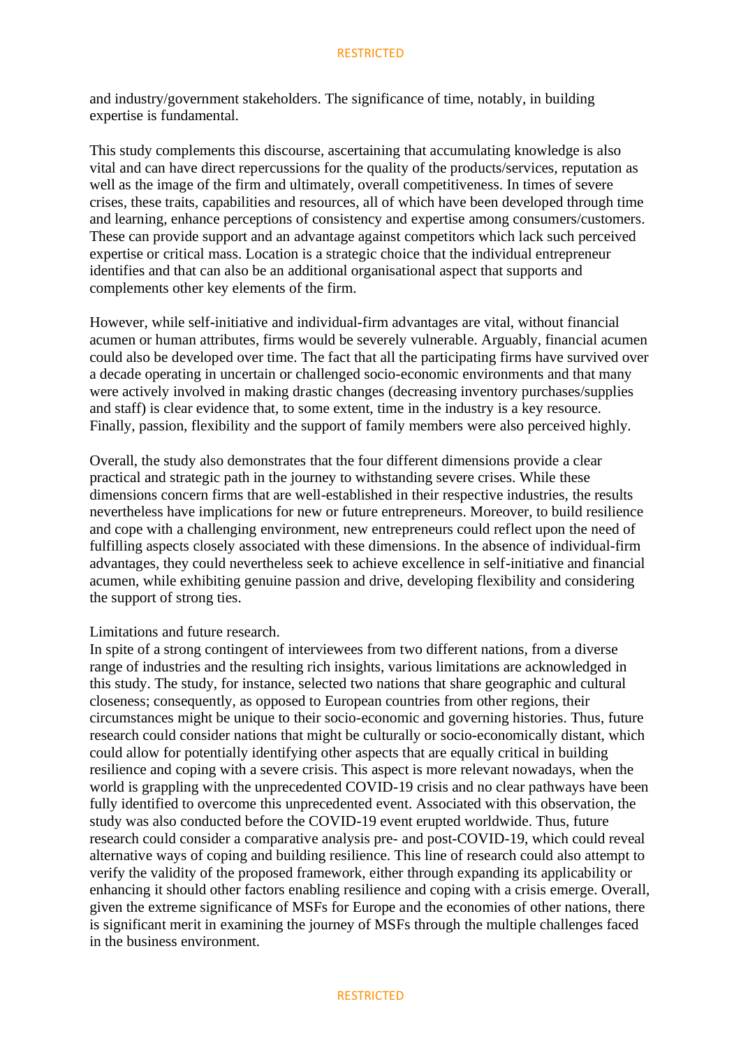and industry/government stakeholders. The significance of time, notably, in building expertise is fundamental.

This study complements this discourse, ascertaining that accumulating knowledge is also vital and can have direct repercussions for the quality of the products/services, reputation as well as the image of the firm and ultimately, overall competitiveness. In times of severe crises, these traits, capabilities and resources, all of which have been developed through time and learning, enhance perceptions of consistency and expertise among consumers/customers. These can provide support and an advantage against competitors which lack such perceived expertise or critical mass. Location is a strategic choice that the individual entrepreneur identifies and that can also be an additional organisational aspect that supports and complements other key elements of the firm.

However, while self-initiative and individual-firm advantages are vital, without financial acumen or human attributes, firms would be severely vulnerable. Arguably, financial acumen could also be developed over time. The fact that all the participating firms have survived over a decade operating in uncertain or challenged socio-economic environments and that many were actively involved in making drastic changes (decreasing inventory purchases/supplies and staff) is clear evidence that, to some extent, time in the industry is a key resource. Finally, passion, flexibility and the support of family members were also perceived highly.

Overall, the study also demonstrates that the four different dimensions provide a clear practical and strategic path in the journey to withstanding severe crises. While these dimensions concern firms that are well-established in their respective industries, the results nevertheless have implications for new or future entrepreneurs. Moreover, to build resilience and cope with a challenging environment, new entrepreneurs could reflect upon the need of fulfilling aspects closely associated with these dimensions. In the absence of individual-firm advantages, they could nevertheless seek to achieve excellence in self-initiative and financial acumen, while exhibiting genuine passion and drive, developing flexibility and considering the support of strong ties.

Limitations and future research.

In spite of a strong contingent of interviewees from two different nations, from a diverse range of industries and the resulting rich insights, various limitations are acknowledged in this study. The study, for instance, selected two nations that share geographic and cultural closeness; consequently, as opposed to European countries from other regions, their circumstances might be unique to their socio-economic and governing histories. Thus, future research could consider nations that might be culturally or socio-economically distant, which could allow for potentially identifying other aspects that are equally critical in building resilience and coping with a severe crisis. This aspect is more relevant nowadays, when the world is grappling with the unprecedented COVID-19 crisis and no clear pathways have been fully identified to overcome this unprecedented event. Associated with this observation, the study was also conducted before the COVID-19 event erupted worldwide. Thus, future research could consider a comparative analysis pre- and post-COVID-19, which could reveal alternative ways of coping and building resilience. This line of research could also attempt to verify the validity of the proposed framework, either through expanding its applicability or enhancing it should other factors enabling resilience and coping with a crisis emerge. Overall, given the extreme significance of MSFs for Europe and the economies of other nations, there is significant merit in examining the journey of MSFs through the multiple challenges faced in the business environment.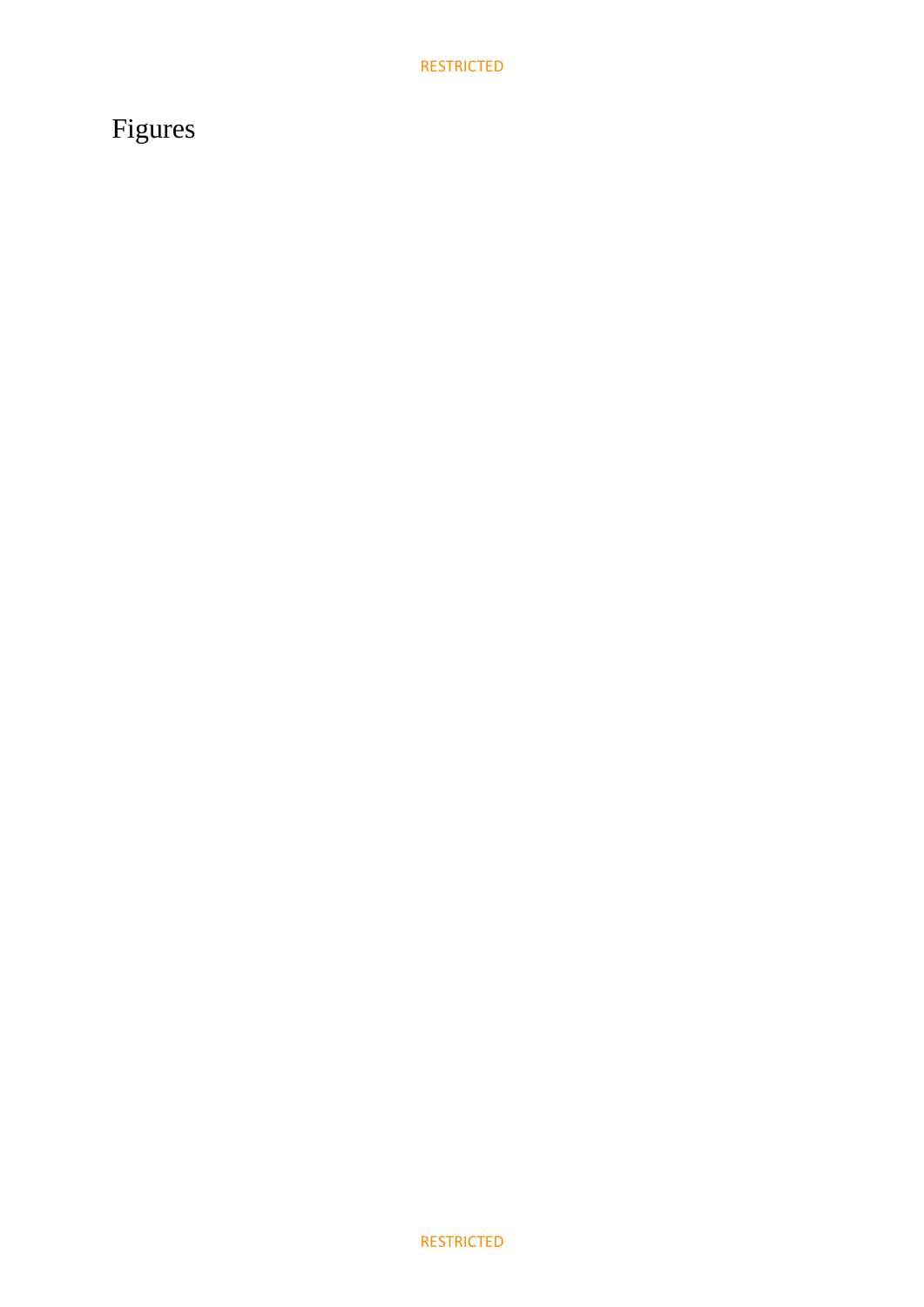# Figures